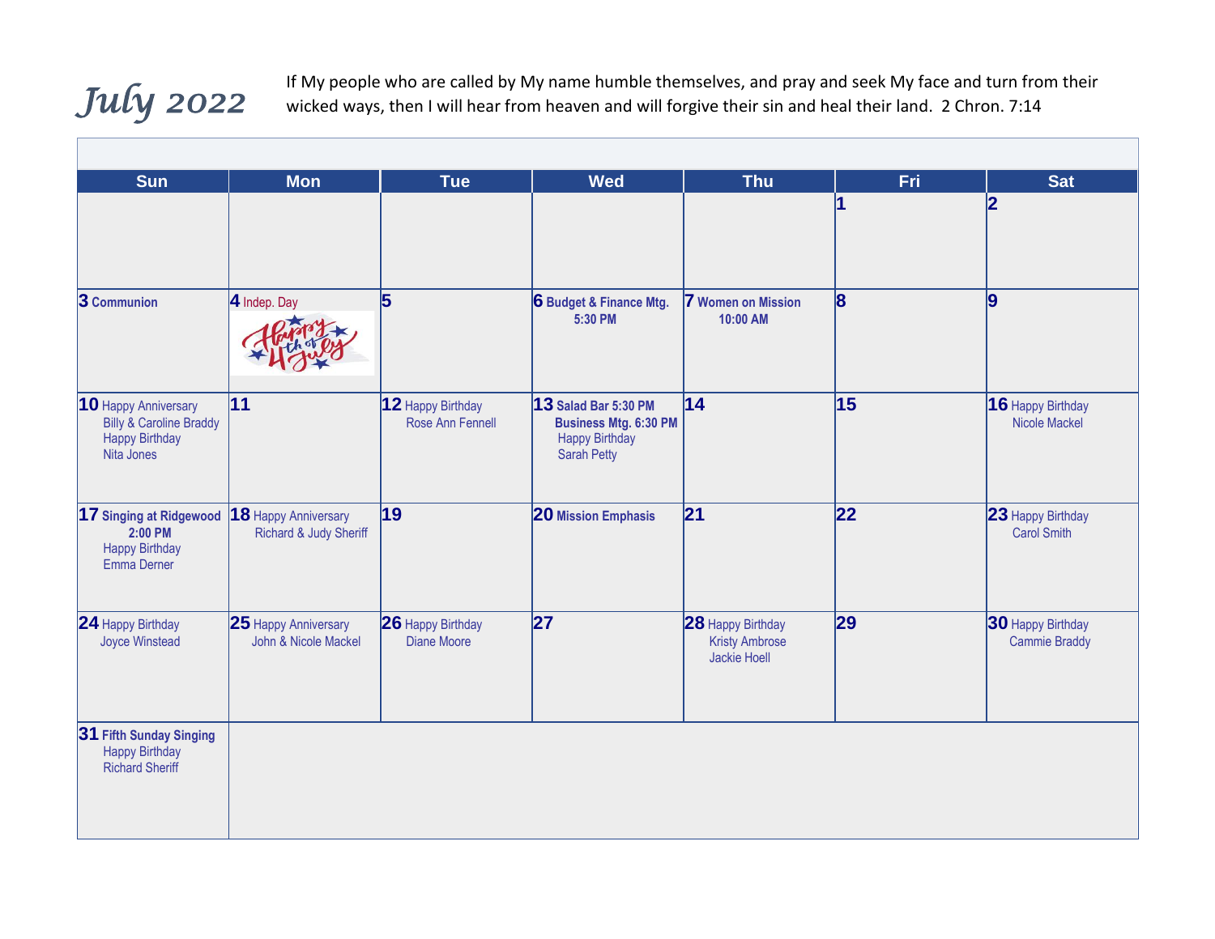# July 2022

If My people who are called by My name humble themselves, and pray and seek My face and turn from their wicked ways, then I will hear from heaven and will forgive their sin and heal their land. 2 Chron. 7:14

| Sun | Mon | Tue | Wed | Thu | Fri | Sat |
|---|---|---|---|---|---|---|
| | | | | | 1 | 2 |
| 3 **Communion** | 4 Indep. Day | 5 | 6 **Budget & Finance Mtg. 5:30 PM** | 7 **Women on Mission 10:00 AM** | 8 | 9 |
| 10 Happy Anniversary Billy & Caroline Braddy Happy Birthday Nita Jones | 11 | 12 Happy Birthday Rose Ann Fennell | 13 **Salad Bar 5:30 PM Business Mtg. 6:30 PM** Happy Birthday Sarah Petty | 14 | 15 | 16 Happy Birthday Nicole Mackel |
| 17 **Singing at Ridgewood 2:00 PM** Happy Birthday Emma Derner | 18 Happy Anniversary Richard & Judy Sheriff | 19 | 20 **Mission Emphasis** | 21 | 22 | 23 Happy Birthday Carol Smith |
| 24 Happy Birthday Joyce Winstead | 25 Happy Anniversary John & Nicole Mackel | 26 Happy Birthday Diane Moore | 27 | 28 Happy Birthday Kristy Ambrose Jackie Hoell | 29 | 30 Happy Birthday Cammie Braddy |
| 31 **Fifth Sunday Singing** Happy Birthday Richard Sheriff | | | | | | |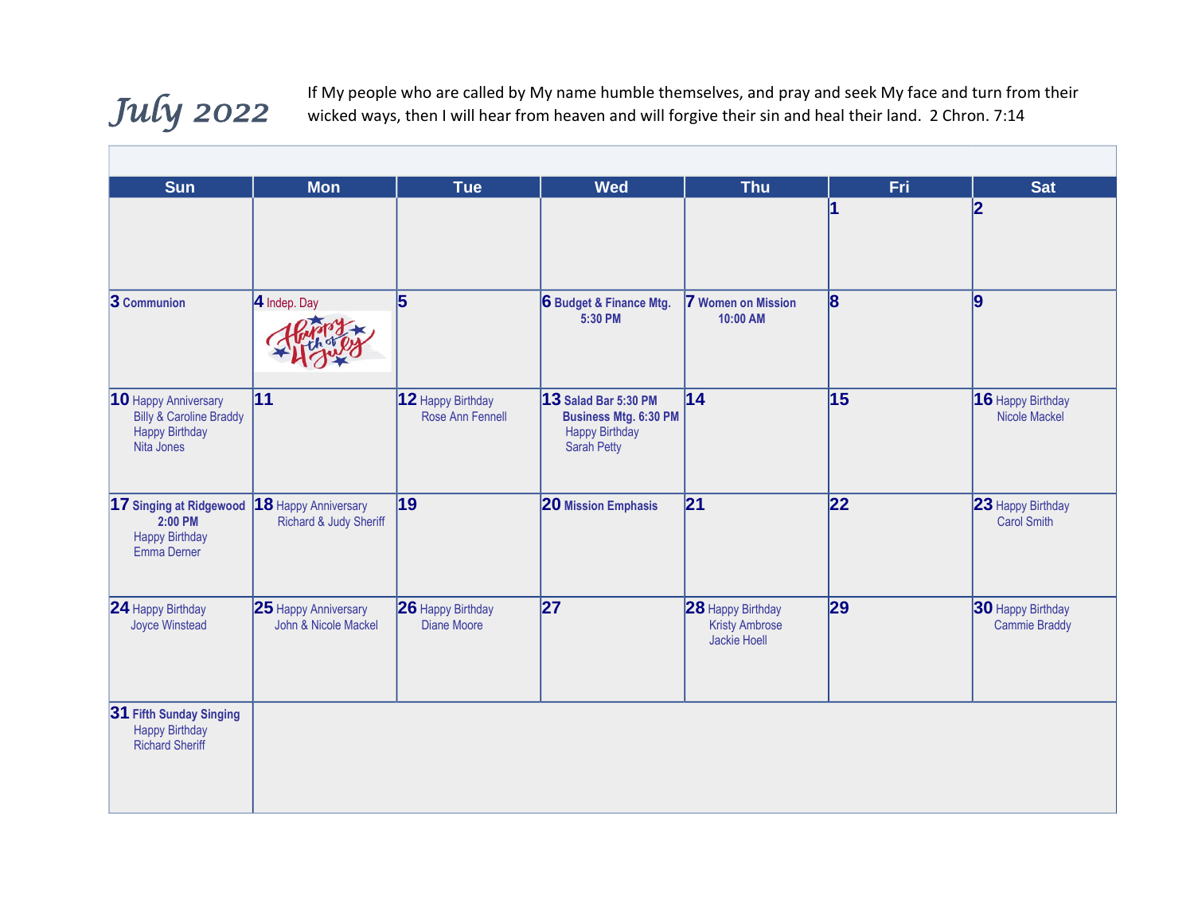# July 2022

If My people who are called by My name humble themselves, and pray and seek My face and turn from their wicked ways, then I will hear from heaven and will forgive their sin and heal their land. 2 Chron. 7:14

| Sun | Mon | Tue | Wed | Thu | Fri | Sat |
|---|---|---|---|---|---|---|
| | | | | | 1 | 2 |
| 3 **Communion** | 4 Indep. Day | 5 | 6 **Budget & Finance Mtg. 5:30 PM** | 7 **Women on Mission 10:00 AM** | 8 | 9 |
| 10 Happy Anniversary Billy & Caroline Braddy Happy Birthday Nita Jones | 11 | 12 Happy Birthday Rose Ann Fennell | 13 **Salad Bar 5:30 PM Business Mtg. 6:30 PM** Happy Birthday Sarah Petty | 14 | 15 | 16 Happy Birthday Nicole Mackel |
| 17 **Singing at Ridgewood 2:00 PM** Happy Birthday Emma Derner | 18 Happy Anniversary Richard & Judy Sheriff | 19 | 20 **Mission Emphasis** | 21 | 22 | 23 Happy Birthday Carol Smith |
| 24 Happy Birthday Joyce Winstead | 25 Happy Anniversary John & Nicole Mackel | 26 Happy Birthday Diane Moore | 27 | 28 Happy Birthday Kristy Ambrose Jackie Hoell | 29 | 30 Happy Birthday Cammie Braddy |
| 31 **Fifth Sunday Singing** Happy Birthday Richard Sheriff | | | | | | |